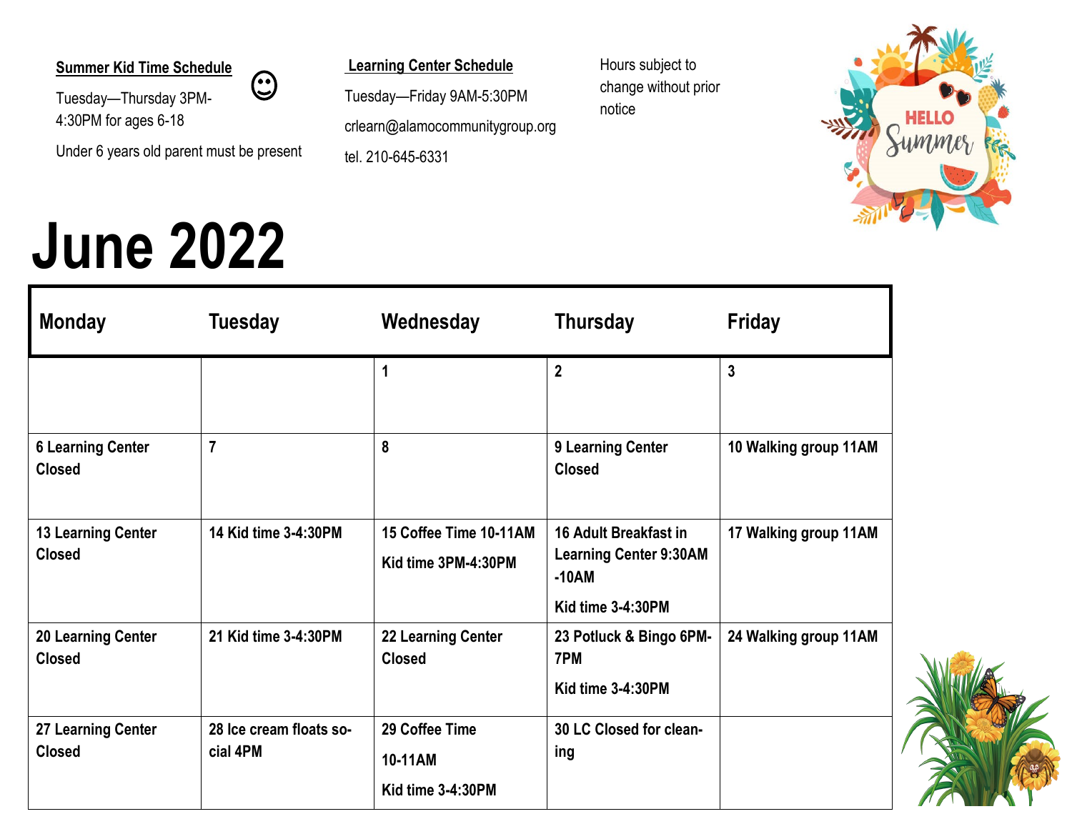**Summer Kid Time Schedule** ☺

Tuesday—Thursday 3PM-4:30PM for ages 6-18

Under 6 years old parent must be present

**Learning Center Schedule**

Tuesday—Friday 9AM-5:30PM

crlearn@alamocommunitygroup.org

tel. 210-645-6331

Hours subject to change without prior notice

# June 2022

| Monday | Tuesday | Wednesday | Thursday | Friday |
|---|---|---|---|---|
| | | **1** | **2** | **3** |
| **6 Learning Center Closed** | **7** | **8** | **9 Learning Center Closed** | **10 Walking group 11AM** |
| **13 Learning Center Closed** | **14 Kid time 3-4:30PM** | **15 Coffee Time 10-11AM**<br>**Kid time 3PM-4:30PM** | **16 Adult Breakfast in Learning Center 9:30AM -10AM**<br>**Kid time 3-4:30PM** | **17 Walking group 11AM** |
| **20 Learning Center Closed** | **21 Kid time 3-4:30PM** | **22 Learning Center Closed** | **23 Potluck & Bingo 6PM-7PM**<br>**Kid time 3-4:30PM** | **24 Walking group 11AM** |
| **27 Learning Center Closed** | **28 Ice cream floats social 4PM** | **29 Coffee Time 10-11AM**<br>**Kid time 3-4:30PM** | **30 LC Closed for cleaning** | |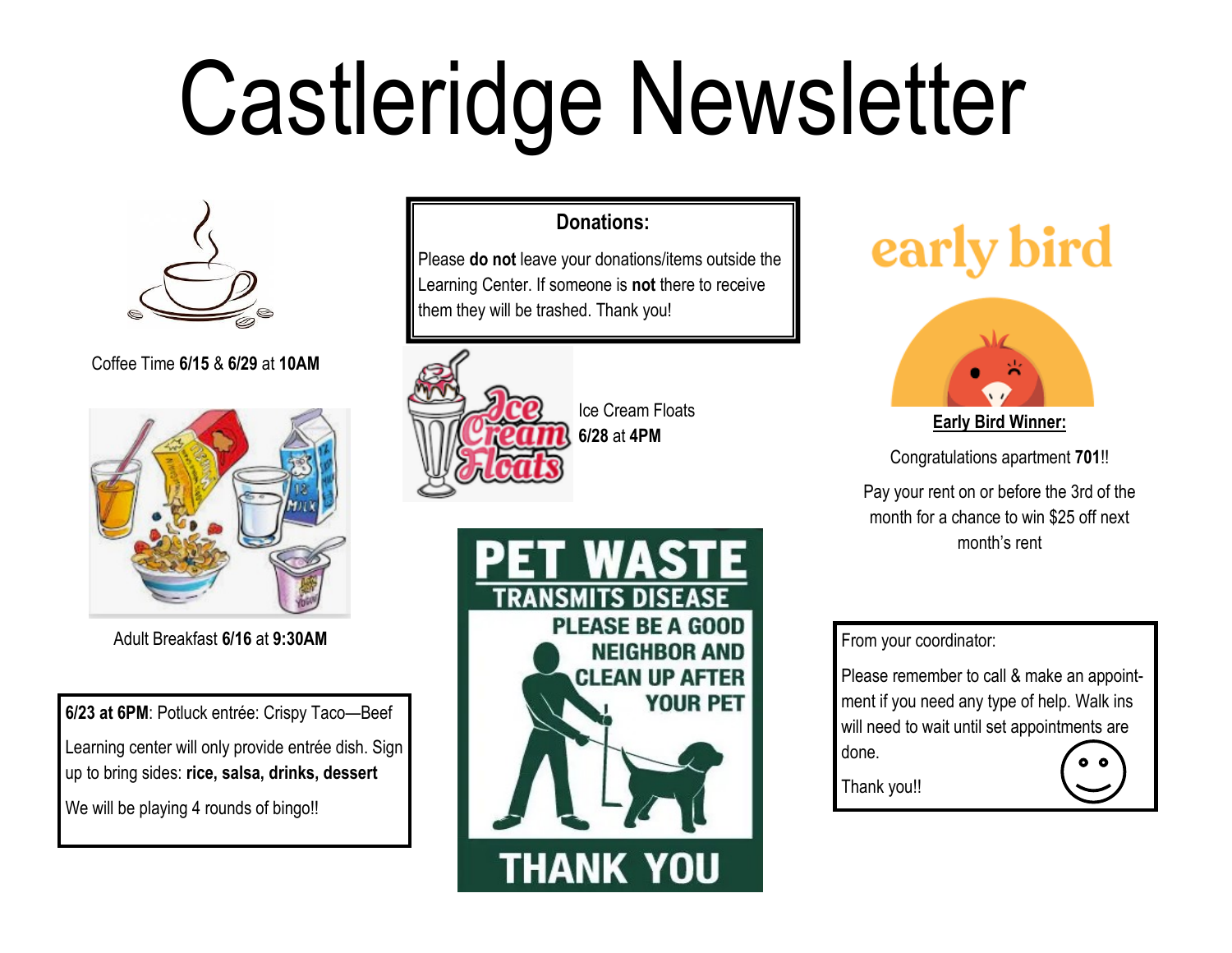# Castleridge Newsletter

Coffee Time **6/15** & **6/29** at **10AM**

Adult Breakfast **6/16** at **9:30AM**

**6/23 at 6PM**: Potluck entrée: Crispy Taco—Beef

Learning center will only provide entrée dish. Sign up to bring sides: **rice, salsa, drinks, dessert**

We will be playing 4 rounds of bingo!!

**Donations:**

Please **do not** leave your donations/items outside the Learning Center. If someone is **not** there to receive them they will be trashed. Thank you!

Ice Cream Floats
**6/28** at **4PM**

PET WASTE
TRANSMITS DISEASE
PLEASE BE A GOOD NEIGHBOR AND CLEAN UP AFTER YOUR PET
THANK YOU

early bird

**Early Bird Winner:**

Congratulations apartment **701**!!

Pay your rent on or before the 3rd of the month for a chance to win $25 off next month's rent

From your coordinator:

Please remember to call & make an appointment if you need any type of help. Walk ins will need to wait until set appointments are done.

Thank you!!